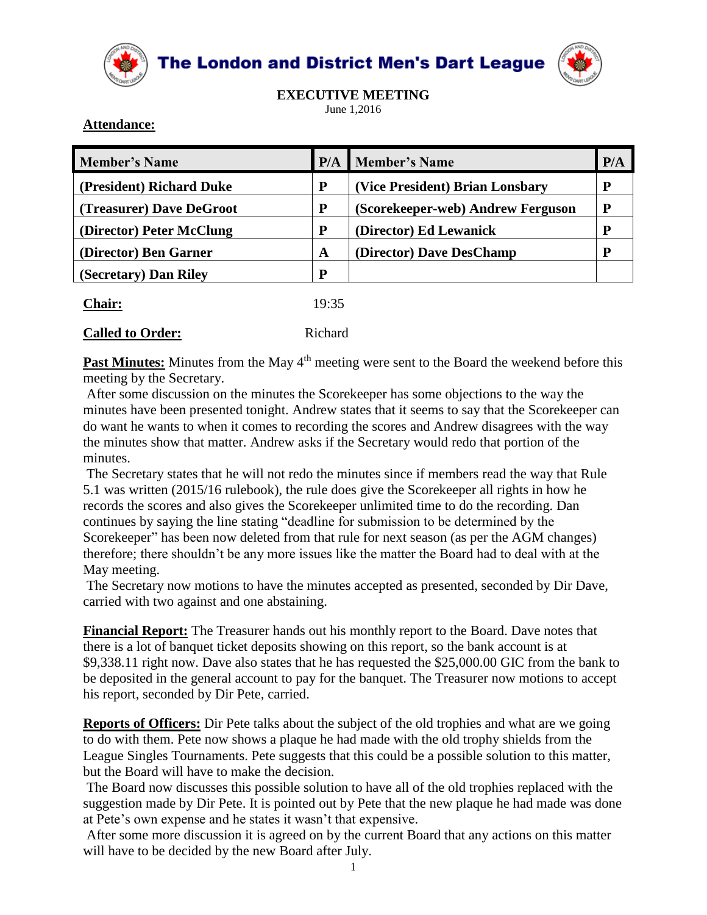# The London and District Men's Dart League

## EXECUTIVE MEETING

June 1,2016

**Attendance:**

| Member's Name | P/A | Member's Name | P/A |
|---|---|---|---|
| (President) Richard Duke | P | (Vice President) Brian Lonsbary | P |
| (Treasurer) Dave DeGroot | P | (Scorekeeper-web) Andrew Ferguson | P |
| (Director) Peter McClung | P | (Director) Ed Lewanick | P |
| (Director) Ben Garner | A | (Director) Dave DesChamp | P |
| (Secretary) Dan Riley | P | | |

**Chair:** 19:35

**Called to Order:** Richard

**Past Minutes:** Minutes from the May 4th meeting were sent to the Board the weekend before this meeting by the Secretary.

After some discussion on the minutes the Scorekeeper has some objections to the way the minutes have been presented tonight. Andrew states that it seems to say that the Scorekeeper can do want he wants to when it comes to recording the scores and Andrew disagrees with the way the minutes show that matter. Andrew asks if the Secretary would redo that portion of the minutes.

The Secretary states that he will not redo the minutes since if members read the way that Rule 5.1 was written (2015/16 rulebook), the rule does give the Scorekeeper all rights in how he records the scores and also gives the Scorekeeper unlimited time to do the recording. Dan continues by saying the line stating "deadline for submission to be determined by the Scorekeeper" has been now deleted from that rule for next season (as per the AGM changes) therefore; there shouldn't be any more issues like the matter the Board had to deal with at the May meeting.

The Secretary now motions to have the minutes accepted as presented, seconded by Dir Dave, carried with two against and one abstaining.

**Financial Report:** The Treasurer hands out his monthly report to the Board. Dave notes that there is a lot of banquet ticket deposits showing on this report, so the bank account is at $9,338.11 right now. Dave also states that he has requested the $25,000.00 GIC from the bank to be deposited in the general account to pay for the banquet. The Treasurer now motions to accept his report, seconded by Dir Pete, carried.

**Reports of Officers:** Dir Pete talks about the subject of the old trophies and what are we going to do with them. Pete now shows a plaque he had made with the old trophy shields from the League Singles Tournaments. Pete suggests that this could be a possible solution to this matter, but the Board will have to make the decision.

The Board now discusses this possible solution to have all of the old trophies replaced with the suggestion made by Dir Pete. It is pointed out by Pete that the new plaque he had made was done at Pete's own expense and he states it wasn't that expensive.

After some more discussion it is agreed on by the current Board that any actions on this matter will have to be decided by the new Board after July.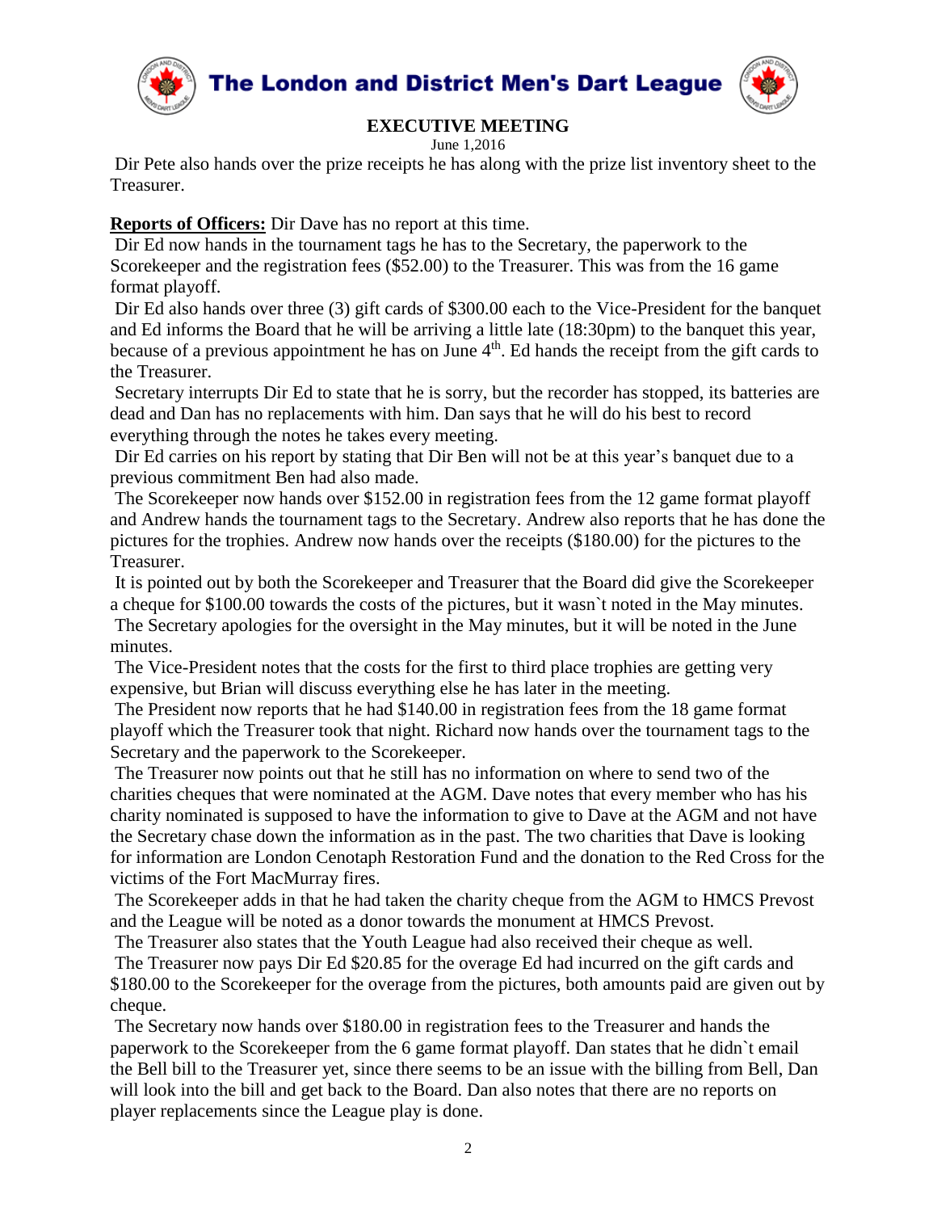**EXECUTIVE MEETING**

June 1,2016

Dir Pete also hands over the prize receipts he has along with the prize list inventory sheet to the Treasurer.

**Reports of Officers:** Dir Dave has no report at this time.

Dir Ed now hands in the tournament tags he has to the Secretary, the paperwork to the Scorekeeper and the registration fees ($52.00) to the Treasurer. This was from the 16 game format playoff.

Dir Ed also hands over three (3) gift cards of $300.00 each to the Vice-President for the banquet and Ed informs the Board that he will be arriving a little late (18:30pm) to the banquet this year, because of a previous appointment he has on June 4th. Ed hands the receipt from the gift cards to the Treasurer.

Secretary interrupts Dir Ed to state that he is sorry, but the recorder has stopped, its batteries are dead and Dan has no replacements with him. Dan says that he will do his best to record everything through the notes he takes every meeting.

Dir Ed carries on his report by stating that Dir Ben will not be at this year's banquet due to a previous commitment Ben had also made.

The Scorekeeper now hands over $152.00 in registration fees from the 12 game format playoff and Andrew hands the tournament tags to the Secretary. Andrew also reports that he has done the pictures for the trophies. Andrew now hands over the receipts ($180.00) for the pictures to the Treasurer.

It is pointed out by both the Scorekeeper and Treasurer that the Board did give the Scorekeeper a cheque for $100.00 towards the costs of the pictures, but it wasn`t noted in the May minutes.

The Secretary apologies for the oversight in the May minutes, but it will be noted in the June minutes.

The Vice-President notes that the costs for the first to third place trophies are getting very expensive, but Brian will discuss everything else he has later in the meeting.

The President now reports that he had $140.00 in registration fees from the 18 game format playoff which the Treasurer took that night. Richard now hands over the tournament tags to the Secretary and the paperwork to the Scorekeeper.

The Treasurer now points out that he still has no information on where to send two of the charities cheques that were nominated at the AGM. Dave notes that every member who has his charity nominated is supposed to have the information to give to Dave at the AGM and not have the Secretary chase down the information as in the past. The two charities that Dave is looking for information are London Cenotaph Restoration Fund and the donation to the Red Cross for the victims of the Fort MacMurray fires.

The Scorekeeper adds in that he had taken the charity cheque from the AGM to HMCS Prevost and the League will be noted as a donor towards the monument at HMCS Prevost.

The Treasurer also states that the Youth League had also received their cheque as well.

The Treasurer now pays Dir Ed $20.85 for the overage Ed had incurred on the gift cards and $180.00 to the Scorekeeper for the overage from the pictures, both amounts paid are given out by cheque.

The Secretary now hands over $180.00 in registration fees to the Treasurer and hands the paperwork to the Scorekeeper from the 6 game format playoff. Dan states that he didn`t email the Bell bill to the Treasurer yet, since there seems to be an issue with the billing from Bell, Dan will look into the bill and get back to the Board. Dan also notes that there are no reports on player replacements since the League play is done.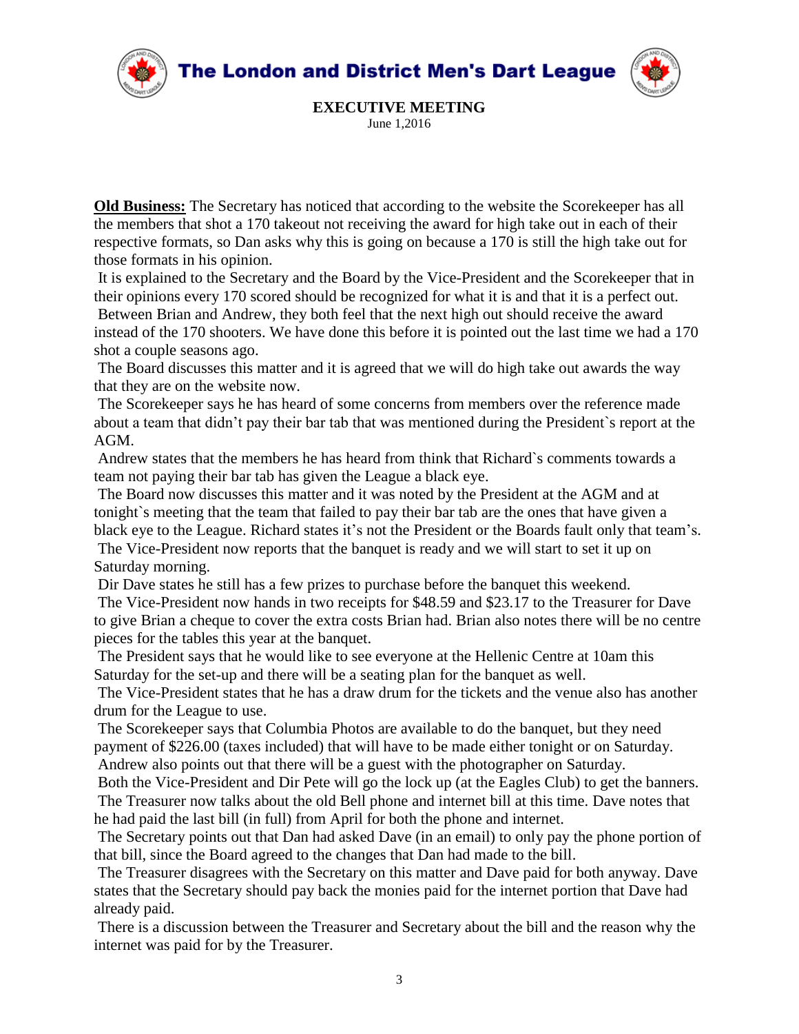# The London and District Men's Dart League

**EXECUTIVE MEETING**

June 1,2016

**Old Business:** The Secretary has noticed that according to the website the Scorekeeper has all the members that shot a 170 takeout not receiving the award for high take out in each of their respective formats, so Dan asks why this is going on because a 170 is still the high take out for those formats in his opinion.

It is explained to the Secretary and the Board by the Vice-President and the Scorekeeper that in their opinions every 170 scored should be recognized for what it is and that it is a perfect out.

Between Brian and Andrew, they both feel that the next high out should receive the award instead of the 170 shooters. We have done this before it is pointed out the last time we had a 170 shot a couple seasons ago.

The Board discusses this matter and it is agreed that we will do high take out awards the way that they are on the website now.

The Scorekeeper says he has heard of some concerns from members over the reference made about a team that didn't pay their bar tab that was mentioned during the President`s report at the AGM.

Andrew states that the members he has heard from think that Richard`s comments towards a team not paying their bar tab has given the League a black eye.

The Board now discusses this matter and it was noted by the President at the AGM and at tonight`s meeting that the team that failed to pay their bar tab are the ones that have given a black eye to the League. Richard states it's not the President or the Boards fault only that team's.

The Vice-President now reports that the banquet is ready and we will start to set it up on Saturday morning.

Dir Dave states he still has a few prizes to purchase before the banquet this weekend.

The Vice-President now hands in two receipts for $48.59 and $23.17 to the Treasurer for Dave to give Brian a cheque to cover the extra costs Brian had. Brian also notes there will be no centre pieces for the tables this year at the banquet.

The President says that he would like to see everyone at the Hellenic Centre at 10am this Saturday for the set-up and there will be a seating plan for the banquet as well.

The Vice-President states that he has a draw drum for the tickets and the venue also has another drum for the League to use.

The Scorekeeper says that Columbia Photos are available to do the banquet, but they need payment of $226.00 (taxes included) that will have to be made either tonight or on Saturday.

Andrew also points out that there will be a guest with the photographer on Saturday.

Both the Vice-President and Dir Pete will go the lock up (at the Eagles Club) to get the banners.

The Treasurer now talks about the old Bell phone and internet bill at this time. Dave notes that he had paid the last bill (in full) from April for both the phone and internet.

The Secretary points out that Dan had asked Dave (in an email) to only pay the phone portion of that bill, since the Board agreed to the changes that Dan had made to the bill.

The Treasurer disagrees with the Secretary on this matter and Dave paid for both anyway. Dave states that the Secretary should pay back the monies paid for the internet portion that Dave had already paid.

There is a discussion between the Treasurer and Secretary about the bill and the reason why the internet was paid for by the Treasurer.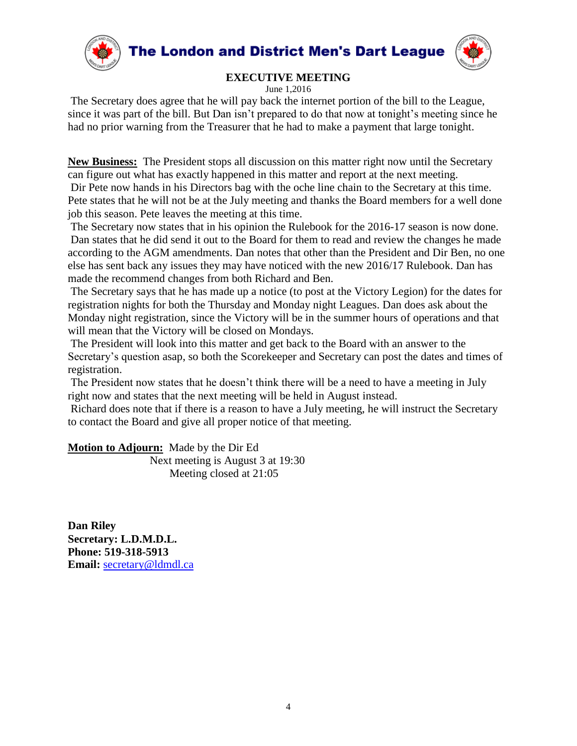# The London and District Men's Dart League

## EXECUTIVE MEETING

June 1,2016

The Secretary does agree that he will pay back the internet portion of the bill to the League, since it was part of the bill. But Dan isn't prepared to do that now at tonight's meeting since he had no prior warning from the Treasurer that he had to make a payment that large tonight.

**New Business:** The President stops all discussion on this matter right now until the Secretary can figure out what has exactly happened in this matter and report at the next meeting.

Dir Pete now hands in his Directors bag with the oche line chain to the Secretary at this time. Pete states that he will not be at the July meeting and thanks the Board members for a well done job this season. Pete leaves the meeting at this time.

The Secretary now states that in his opinion the Rulebook for the 2016-17 season is now done. Dan states that he did send it out to the Board for them to read and review the changes he made according to the AGM amendments. Dan notes that other than the President and Dir Ben, no one else has sent back any issues they may have noticed with the new 2016/17 Rulebook. Dan has made the recommend changes from both Richard and Ben.

The Secretary says that he has made up a notice (to post at the Victory Legion) for the dates for registration nights for both the Thursday and Monday night Leagues. Dan does ask about the Monday night registration, since the Victory will be in the summer hours of operations and that will mean that the Victory will be closed on Mondays.

The President will look into this matter and get back to the Board with an answer to the Secretary's question asap, so both the Scorekeeper and Secretary can post the dates and times of registration.

The President now states that he doesn't think there will be a need to have a meeting in July right now and states that the next meeting will be held in August instead.

Richard does note that if there is a reason to have a July meeting, he will instruct the Secretary to contact the Board and give all proper notice of that meeting.

**Motion to Adjourn:** Made by the Dir Ed

Next meeting is August 3 at 19:30

Meeting closed at 21:05

**Dan Riley**
**Secretary: L.D.M.D.L.**
**Phone: 519-318-5913**
**Email:** secretary@ldmdl.ca